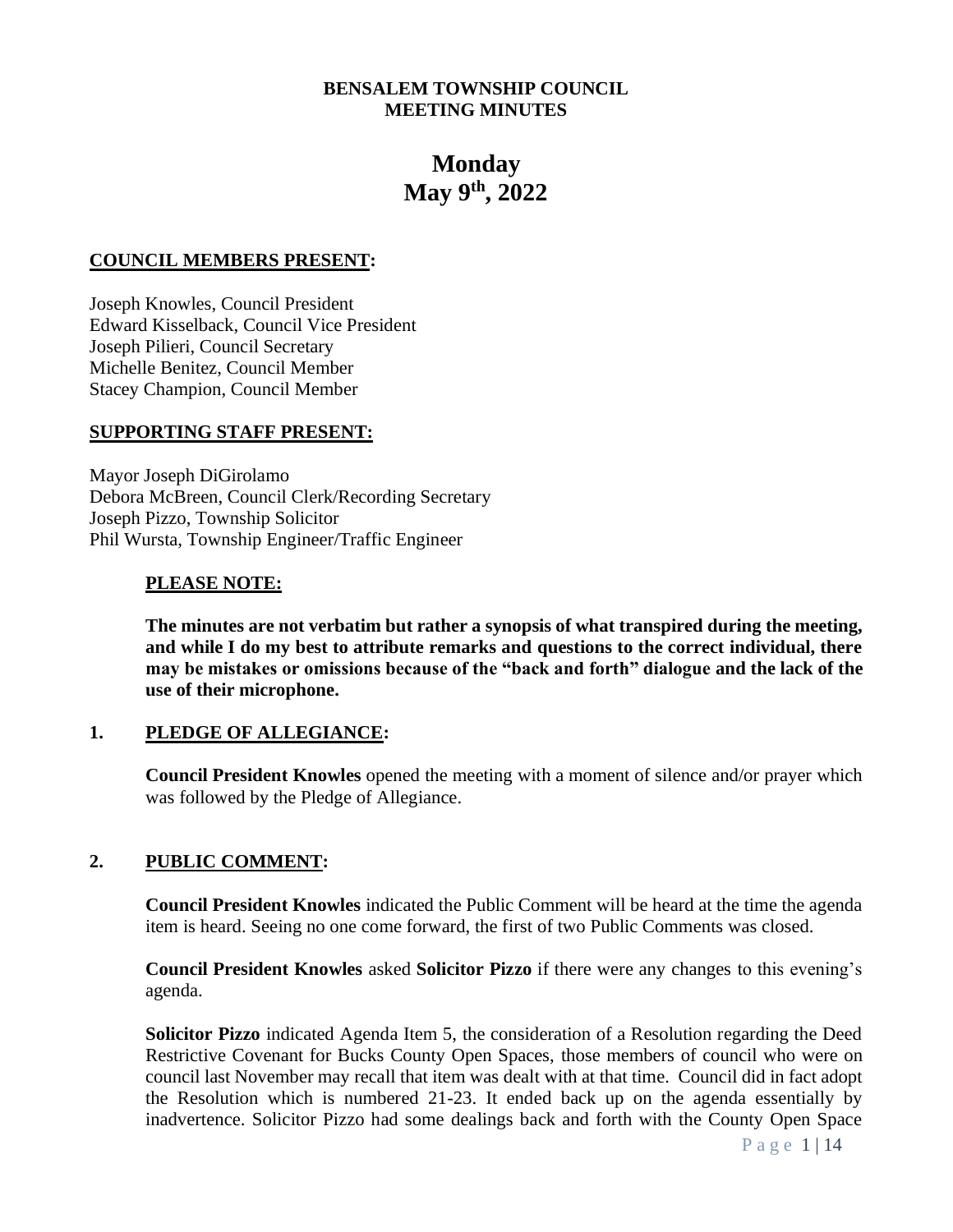**BENSALEM TOWNSHIP COUNCIL**
**MEETING MINUTES**

# Monday
# May 9th, 2022

## COUNCIL MEMBERS PRESENT:

Joseph Knowles, Council President
Edward Kisselback, Council Vice President
Joseph Pilieri, Council Secretary
Michelle Benitez, Council Member
Stacey Champion, Council Member

## SUPPORTING STAFF PRESENT:

Mayor Joseph DiGirolamo
Debora McBreen, Council Clerk/Recording Secretary
Joseph Pizzo, Township Solicitor
Phil Wursta, Township Engineer/Traffic Engineer

### PLEASE NOTE:

**The minutes are not verbatim but rather a synopsis of what transpired during the meeting, and while I do my best to attribute remarks and questions to the correct individual, there may be mistakes or omissions because of the "back and forth" dialogue and the lack of the use of their microphone.**

## 1. PLEDGE OF ALLEGIANCE:

**Council President Knowles** opened the meeting with a moment of silence and/or prayer which was followed by the Pledge of Allegiance.

## 2. PUBLIC COMMENT:

**Council President Knowles** indicated the Public Comment will be heard at the time the agenda item is heard. Seeing no one come forward, the first of two Public Comments was closed.

**Council President Knowles** asked **Solicitor Pizzo** if there were any changes to this evening's agenda.

**Solicitor Pizzo** indicated Agenda Item 5, the consideration of a Resolution regarding the Deed Restrictive Covenant for Bucks County Open Spaces, those members of council who were on council last November may recall that item was dealt with at that time. Council did in fact adopt the Resolution which is numbered 21-23. It ended back up on the agenda essentially by inadvertence. Solicitor Pizzo had some dealings back and forth with the County Open Space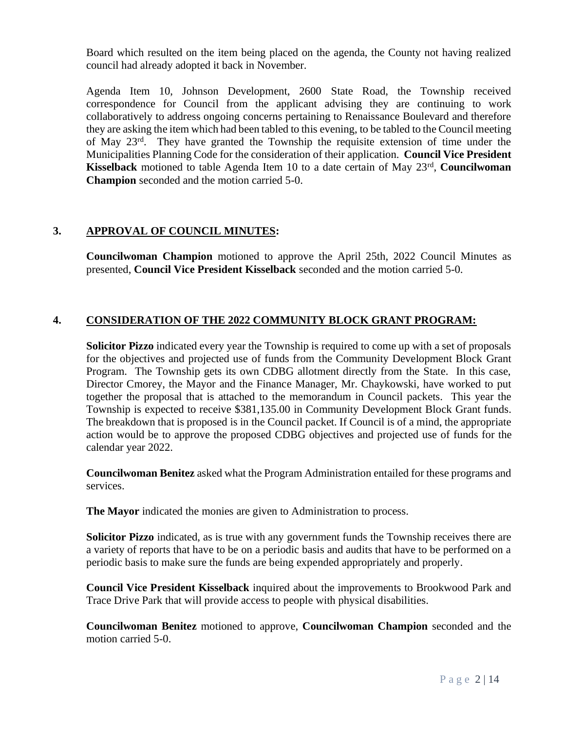Board which resulted on the item being placed on the agenda, the County not having realized council had already adopted it back in November.

Agenda Item 10, Johnson Development, 2600 State Road, the Township received correspondence for Council from the applicant advising they are continuing to work collaboratively to address ongoing concerns pertaining to Renaissance Boulevard and therefore they are asking the item which had been tabled to this evening, to be tabled to the Council meeting of May 23rd. They have granted the Township the requisite extension of time under the Municipalities Planning Code for the consideration of their application. **Council Vice President Kisselback** motioned to table Agenda Item 10 to a date certain of May 23rd, **Councilwoman Champion** seconded and the motion carried 5-0.

## 3. APPROVAL OF COUNCIL MINUTES:

**Councilwoman Champion** motioned to approve the April 25th, 2022 Council Minutes as presented, **Council Vice President Kisselback** seconded and the motion carried 5-0.

## 4. CONSIDERATION OF THE 2022 COMMUNITY BLOCK GRANT PROGRAM:

**Solicitor Pizzo** indicated every year the Township is required to come up with a set of proposals for the objectives and projected use of funds from the Community Development Block Grant Program. The Township gets its own CDBG allotment directly from the State. In this case, Director Cmorey, the Mayor and the Finance Manager, Mr. Chaykowski, have worked to put together the proposal that is attached to the memorandum in Council packets. This year the Township is expected to receive $381,135.00 in Community Development Block Grant funds. The breakdown that is proposed is in the Council packet. If Council is of a mind, the appropriate action would be to approve the proposed CDBG objectives and projected use of funds for the calendar year 2022.

**Councilwoman Benitez** asked what the Program Administration entailed for these programs and services.

**The Mayor** indicated the monies are given to Administration to process.

**Solicitor Pizzo** indicated, as is true with any government funds the Township receives there are a variety of reports that have to be on a periodic basis and audits that have to be performed on a periodic basis to make sure the funds are being expended appropriately and properly.

**Council Vice President Kisselback** inquired about the improvements to Brookwood Park and Trace Drive Park that will provide access to people with physical disabilities.

**Councilwoman Benitez** motioned to approve, **Councilwoman Champion** seconded and the motion carried 5-0.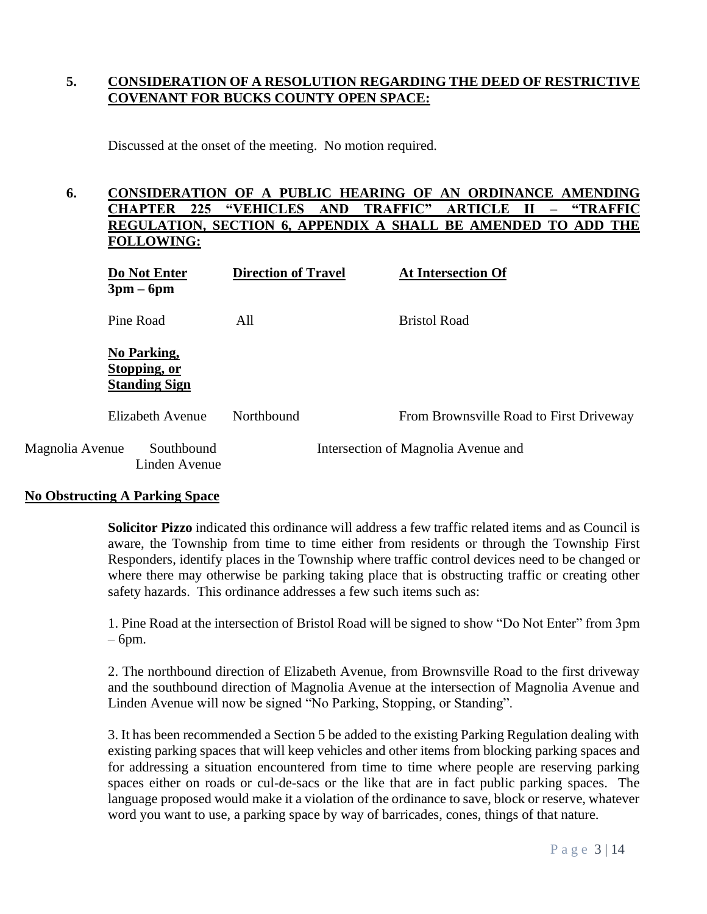## 5. CONSIDERATION OF A RESOLUTION REGARDING THE DEED OF RESTRICTIVE COVENANT FOR BUCKS COUNTY OPEN SPACE:

Discussed at the onset of the meeting. No motion required.

## 6. CONSIDERATION OF A PUBLIC HEARING OF AN ORDINANCE AMENDING CHAPTER 225 "VEHICLES AND TRAFFIC" ARTICLE II – "TRAFFIC REGULATION, SECTION 6, APPENDIX A SHALL BE AMENDED TO ADD THE FOLLOWING:

| **Do Not Enter 3pm – 6pm** | **Direction of Travel** | **At Intersection Of** |
|---|---|---|
| Pine Road | All | Bristol Road |
| **No Parking, Stopping, or Standing Sign** | | |
| Elizabeth Avenue | Northbound | From Brownsville Road to First Driveway |
| Magnolia Avenue | Southbound | Intersection of Magnolia Avenue and Linden Avenue |

**No Obstructing A Parking Space**

**Solicitor Pizzo** indicated this ordinance will address a few traffic related items and as Council is aware, the Township from time to time either from residents or through the Township First Responders, identify places in the Township where traffic control devices need to be changed or where there may otherwise be parking taking place that is obstructing traffic or creating other safety hazards. This ordinance addresses a few such items such as:

1. Pine Road at the intersection of Bristol Road will be signed to show "Do Not Enter" from 3pm – 6pm.

2. The northbound direction of Elizabeth Avenue, from Brownsville Road to the first driveway and the southbound direction of Magnolia Avenue at the intersection of Magnolia Avenue and Linden Avenue will now be signed "No Parking, Stopping, or Standing".

3. It has been recommended a Section 5 be added to the existing Parking Regulation dealing with existing parking spaces that will keep vehicles and other items from blocking parking spaces and for addressing a situation encountered from time to time where people are reserving parking spaces either on roads or cul-de-sacs or the like that are in fact public parking spaces. The language proposed would make it a violation of the ordinance to save, block or reserve, whatever word you want to use, a parking space by way of barricades, cones, things of that nature.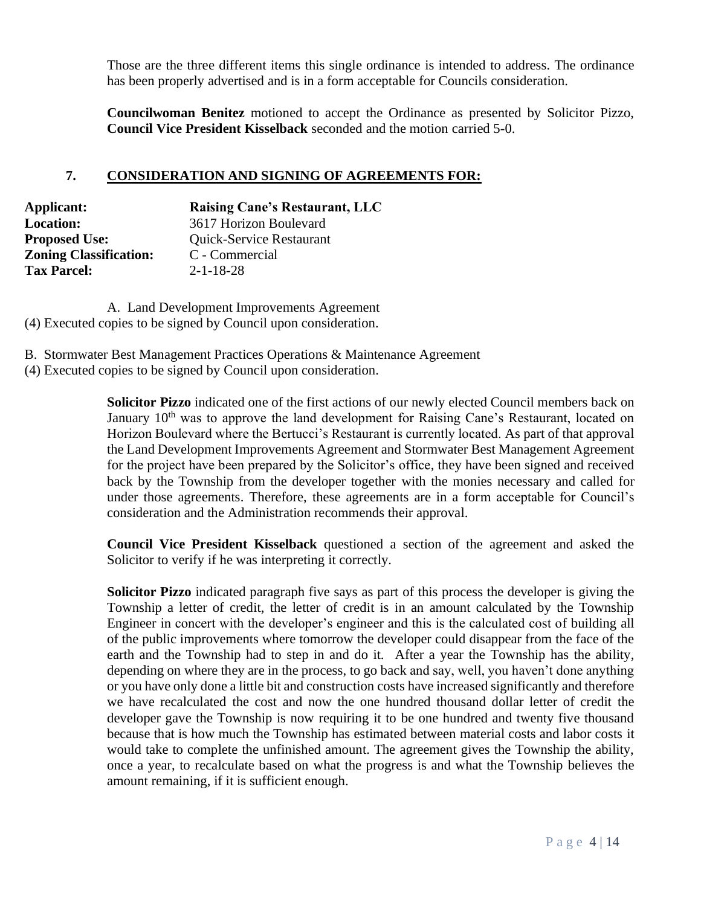Those are the three different items this single ordinance is intended to address. The ordinance has been properly advertised and is in a form acceptable for Councils consideration.

**Councilwoman Benitez** motioned to accept the Ordinance as presented by Solicitor Pizzo, **Council Vice President Kisselback** seconded and the motion carried 5-0.

## 7. CONSIDERATION AND SIGNING OF AGREEMENTS FOR:

**Applicant:** **Raising Cane's Restaurant, LLC**
**Location:** 3617 Horizon Boulevard
**Proposed Use:** Quick-Service Restaurant
**Zoning Classification:** C - Commercial
**Tax Parcel:** 2-1-18-28

A. Land Development Improvements Agreement
(4) Executed copies to be signed by Council upon consideration.

B. Stormwater Best Management Practices Operations & Maintenance Agreement
(4) Executed copies to be signed by Council upon consideration.

**Solicitor Pizzo** indicated one of the first actions of our newly elected Council members back on January 10th was to approve the land development for Raising Cane's Restaurant, located on Horizon Boulevard where the Bertucci's Restaurant is currently located. As part of that approval the Land Development Improvements Agreement and Stormwater Best Management Agreement for the project have been prepared by the Solicitor's office, they have been signed and received back by the Township from the developer together with the monies necessary and called for under those agreements. Therefore, these agreements are in a form acceptable for Council's consideration and the Administration recommends their approval.

**Council Vice President Kisselback** questioned a section of the agreement and asked the Solicitor to verify if he was interpreting it correctly.

**Solicitor Pizzo** indicated paragraph five says as part of this process the developer is giving the Township a letter of credit, the letter of credit is in an amount calculated by the Township Engineer in concert with the developer's engineer and this is the calculated cost of building all of the public improvements where tomorrow the developer could disappear from the face of the earth and the Township had to step in and do it. After a year the Township has the ability, depending on where they are in the process, to go back and say, well, you haven't done anything or you have only done a little bit and construction costs have increased significantly and therefore we have recalculated the cost and now the one hundred thousand dollar letter of credit the developer gave the Township is now requiring it to be one hundred and twenty five thousand because that is how much the Township has estimated between material costs and labor costs it would take to complete the unfinished amount. The agreement gives the Township the ability, once a year, to recalculate based on what the progress is and what the Township believes the amount remaining, if it is sufficient enough.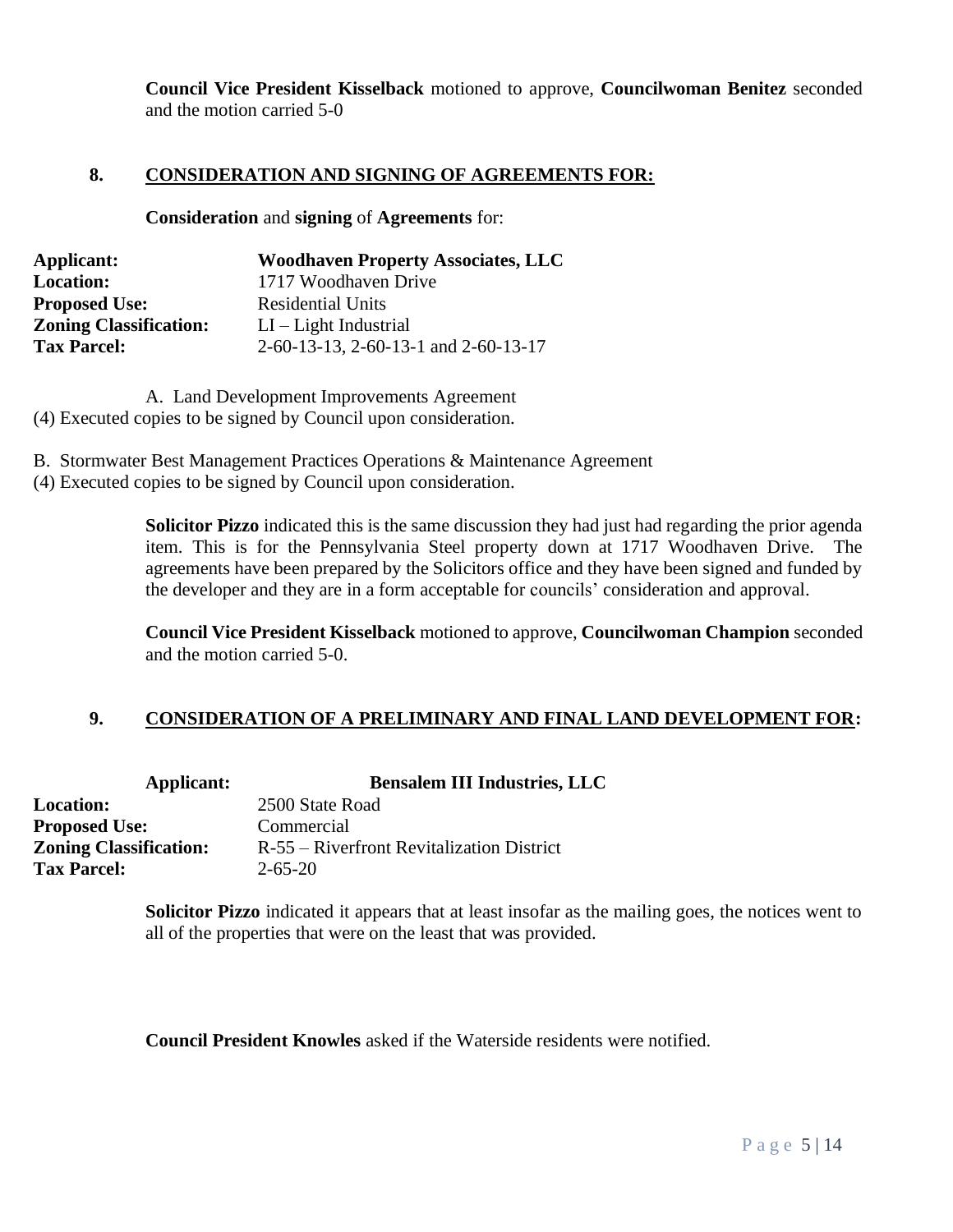**Council Vice President Kisselback** motioned to approve, **Councilwoman Benitez** seconded and the motion carried 5-0

## 8. CONSIDERATION AND SIGNING OF AGREEMENTS FOR:

**Consideration** and **signing** of **Agreements** for:

| | |
|---|---|
| **Applicant:** | **Woodhaven Property Associates, LLC** |
| **Location:** | 1717 Woodhaven Drive |
| **Proposed Use:** | Residential Units |
| **Zoning Classification:** | LI – Light Industrial |
| **Tax Parcel:** | 2-60-13-13, 2-60-13-1 and 2-60-13-17 |

A. Land Development Improvements Agreement
(4) Executed copies to be signed by Council upon consideration.

B. Stormwater Best Management Practices Operations & Maintenance Agreement
(4) Executed copies to be signed by Council upon consideration.

**Solicitor Pizzo** indicated this is the same discussion they had just had regarding the prior agenda item. This is for the Pennsylvania Steel property down at 1717 Woodhaven Drive. The agreements have been prepared by the Solicitors office and they have been signed and funded by the developer and they are in a form acceptable for councils' consideration and approval.

**Council Vice President Kisselback** motioned to approve, **Councilwoman Champion** seconded and the motion carried 5-0.

## 9. CONSIDERATION OF A PRELIMINARY AND FINAL LAND DEVELOPMENT FOR:

| | |
|---|---|
| **Applicant:** | **Bensalem III Industries, LLC** |
| **Location:** | 2500 State Road |
| **Proposed Use:** | Commercial |
| **Zoning Classification:** | R-55 – Riverfront Revitalization District |
| **Tax Parcel:** | 2-65-20 |

**Solicitor Pizzo** indicated it appears that at least insofar as the mailing goes, the notices went to all of the properties that were on the least that was provided.

**Council President Knowles** asked if the Waterside residents were notified.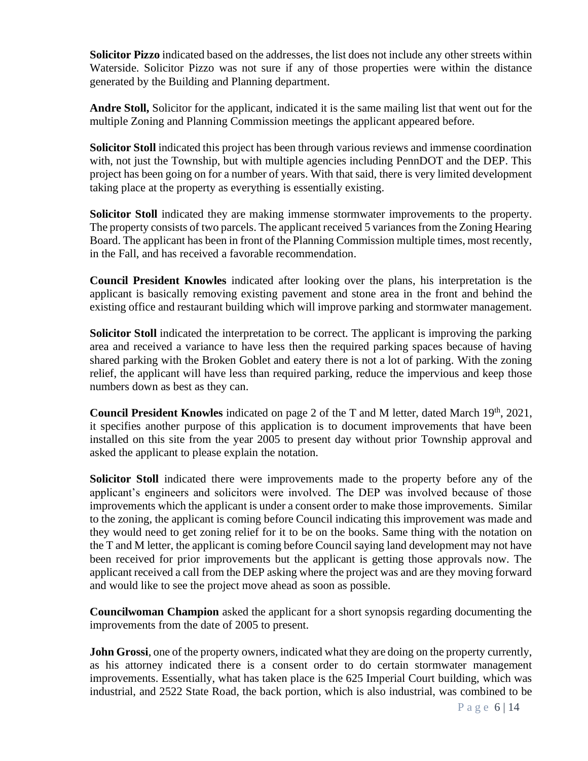**Solicitor Pizzo** indicated based on the addresses, the list does not include any other streets within Waterside. Solicitor Pizzo was not sure if any of those properties were within the distance generated by the Building and Planning department.

**Andre Stoll,** Solicitor for the applicant, indicated it is the same mailing list that went out for the multiple Zoning and Planning Commission meetings the applicant appeared before.

**Solicitor Stoll** indicated this project has been through various reviews and immense coordination with, not just the Township, but with multiple agencies including PennDOT and the DEP. This project has been going on for a number of years. With that said, there is very limited development taking place at the property as everything is essentially existing.

**Solicitor Stoll** indicated they are making immense stormwater improvements to the property. The property consists of two parcels. The applicant received 5 variances from the Zoning Hearing Board. The applicant has been in front of the Planning Commission multiple times, most recently, in the Fall, and has received a favorable recommendation.

**Council President Knowles** indicated after looking over the plans, his interpretation is the applicant is basically removing existing pavement and stone area in the front and behind the existing office and restaurant building which will improve parking and stormwater management.

**Solicitor Stoll** indicated the interpretation to be correct. The applicant is improving the parking area and received a variance to have less then the required parking spaces because of having shared parking with the Broken Goblet and eatery there is not a lot of parking. With the zoning relief, the applicant will have less than required parking, reduce the impervious and keep those numbers down as best as they can.

**Council President Knowles** indicated on page 2 of the T and M letter, dated March 19th, 2021, it specifies another purpose of this application is to document improvements that have been installed on this site from the year 2005 to present day without prior Township approval and asked the applicant to please explain the notation.

**Solicitor Stoll** indicated there were improvements made to the property before any of the applicant's engineers and solicitors were involved. The DEP was involved because of those improvements which the applicant is under a consent order to make those improvements. Similar to the zoning, the applicant is coming before Council indicating this improvement was made and they would need to get zoning relief for it to be on the books. Same thing with the notation on the T and M letter, the applicant is coming before Council saying land development may not have been received for prior improvements but the applicant is getting those approvals now. The applicant received a call from the DEP asking where the project was and are they moving forward and would like to see the project move ahead as soon as possible.

**Councilwoman Champion** asked the applicant for a short synopsis regarding documenting the improvements from the date of 2005 to present.

**John Grossi**, one of the property owners, indicated what they are doing on the property currently, as his attorney indicated there is a consent order to do certain stormwater management improvements. Essentially, what has taken place is the 625 Imperial Court building, which was industrial, and 2522 State Road, the back portion, which is also industrial, was combined to be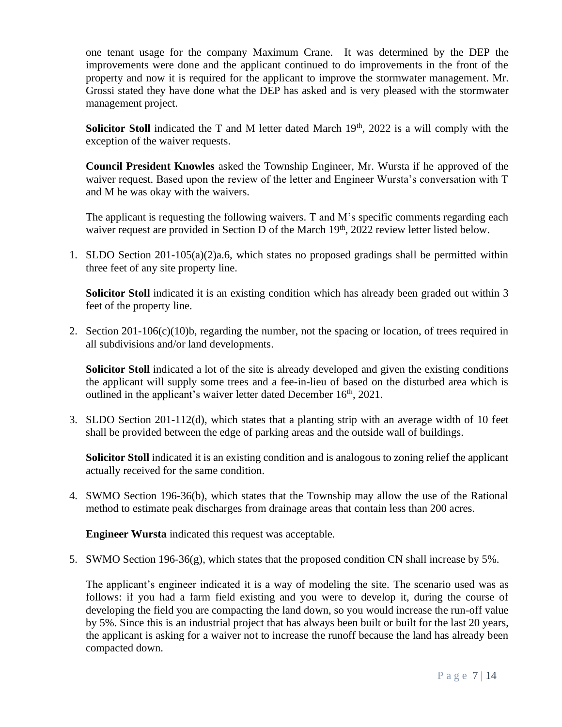one tenant usage for the company Maximum Crane. It was determined by the DEP the improvements were done and the applicant continued to do improvements in the front of the property and now it is required for the applicant to improve the stormwater management. Mr. Grossi stated they have done what the DEP has asked and is very pleased with the stormwater management project.

**Solicitor Stoll** indicated the T and M letter dated March 19th, 2022 is a will comply with the exception of the waiver requests.

**Council President Knowles** asked the Township Engineer, Mr. Wursta if he approved of the waiver request. Based upon the review of the letter and Engineer Wursta's conversation with T and M he was okay with the waivers.

The applicant is requesting the following waivers. T and M's specific comments regarding each waiver request are provided in Section D of the March 19th, 2022 review letter listed below.

1. SLDO Section 201-105(a)(2)a.6, which states no proposed gradings shall be permitted within three feet of any site property line.

   **Solicitor Stoll** indicated it is an existing condition which has already been graded out within 3 feet of the property line.

2. Section 201-106(c)(10)b, regarding the number, not the spacing or location, of trees required in all subdivisions and/or land developments.

   **Solicitor Stoll** indicated a lot of the site is already developed and given the existing conditions the applicant will supply some trees and a fee-in-lieu of based on the disturbed area which is outlined in the applicant's waiver letter dated December 16th, 2021.

3. SLDO Section 201-112(d), which states that a planting strip with an average width of 10 feet shall be provided between the edge of parking areas and the outside wall of buildings.

   **Solicitor Stoll** indicated it is an existing condition and is analogous to zoning relief the applicant actually received for the same condition.

4. SWMO Section 196-36(b), which states that the Township may allow the use of the Rational method to estimate peak discharges from drainage areas that contain less than 200 acres.

   **Engineer Wursta** indicated this request was acceptable.

5. SWMO Section 196-36(g), which states that the proposed condition CN shall increase by 5%.

   The applicant's engineer indicated it is a way of modeling the site. The scenario used was as follows: if you had a farm field existing and you were to develop it, during the course of developing the field you are compacting the land down, so you would increase the run-off value by 5%. Since this is an industrial project that has always been built or built for the last 20 years, the applicant is asking for a waiver not to increase the runoff because the land has already been compacted down.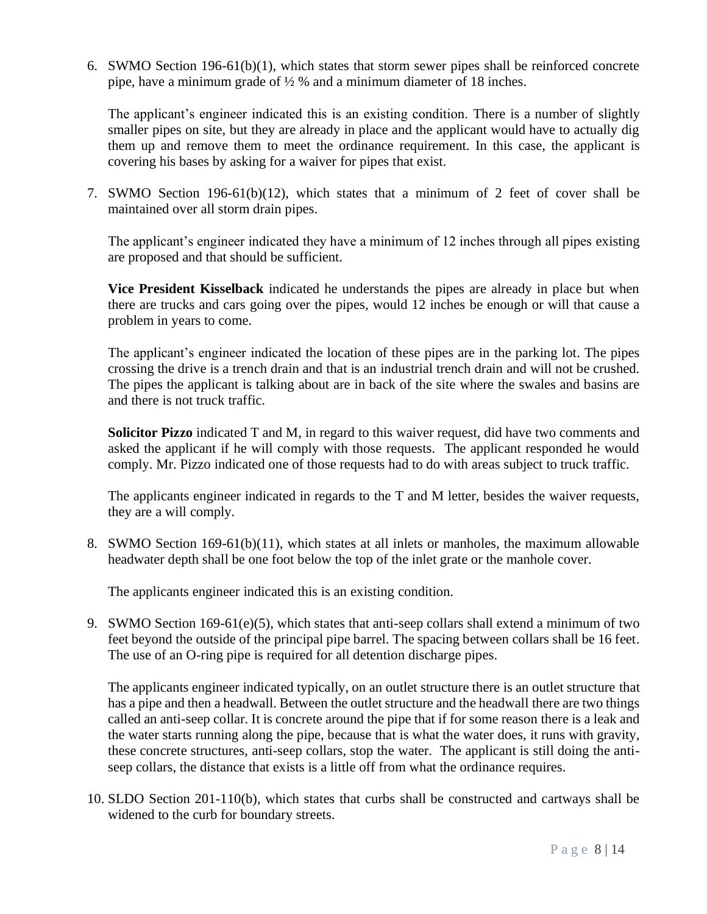6. SWMO Section 196-61(b)(1), which states that storm sewer pipes shall be reinforced concrete pipe, have a minimum grade of ½ % and a minimum diameter of 18 inches.

   The applicant's engineer indicated this is an existing condition. There is a number of slightly smaller pipes on site, but they are already in place and the applicant would have to actually dig them up and remove them to meet the ordinance requirement. In this case, the applicant is covering his bases by asking for a waiver for pipes that exist.

7. SWMO Section 196-61(b)(12), which states that a minimum of 2 feet of cover shall be maintained over all storm drain pipes.

   The applicant's engineer indicated they have a minimum of 12 inches through all pipes existing are proposed and that should be sufficient.

   **Vice President Kisselback** indicated he understands the pipes are already in place but when there are trucks and cars going over the pipes, would 12 inches be enough or will that cause a problem in years to come.

   The applicant's engineer indicated the location of these pipes are in the parking lot. The pipes crossing the drive is a trench drain and that is an industrial trench drain and will not be crushed. The pipes the applicant is talking about are in back of the site where the swales and basins are and there is not truck traffic.

   **Solicitor Pizzo** indicated T and M, in regard to this waiver request, did have two comments and asked the applicant if he will comply with those requests. The applicant responded he would comply. Mr. Pizzo indicated one of those requests had to do with areas subject to truck traffic.

   The applicants engineer indicated in regards to the T and M letter, besides the waiver requests, they are a will comply.

8. SWMO Section 169-61(b)(11), which states at all inlets or manholes, the maximum allowable headwater depth shall be one foot below the top of the inlet grate or the manhole cover.

   The applicants engineer indicated this is an existing condition.

9. SWMO Section 169-61(e)(5), which states that anti-seep collars shall extend a minimum of two feet beyond the outside of the principal pipe barrel. The spacing between collars shall be 16 feet. The use of an O-ring pipe is required for all detention discharge pipes.

   The applicants engineer indicated typically, on an outlet structure there is an outlet structure that has a pipe and then a headwall. Between the outlet structure and the headwall there are two things called an anti-seep collar. It is concrete around the pipe that if for some reason there is a leak and the water starts running along the pipe, because that is what the water does, it runs with gravity, these concrete structures, anti-seep collars, stop the water. The applicant is still doing the anti-seep collars, the distance that exists is a little off from what the ordinance requires.

10. SLDO Section 201-110(b), which states that curbs shall be constructed and cartways shall be widened to the curb for boundary streets.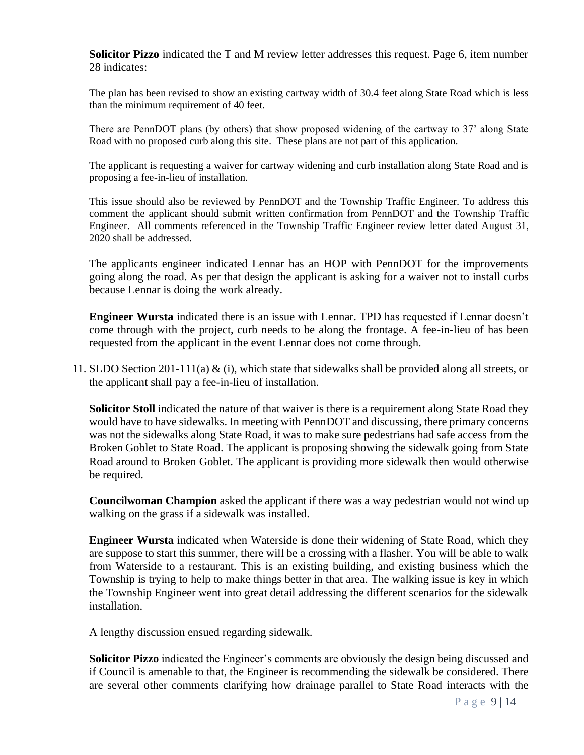**Solicitor Pizzo** indicated the T and M review letter addresses this request. Page 6, item number 28 indicates:

> The plan has been revised to show an existing cartway width of 30.4 feet along State Road which is less than the minimum requirement of 40 feet.
>
> There are PennDOT plans (by others) that show proposed widening of the cartway to 37' along State Road with no proposed curb along this site. These plans are not part of this application.
>
> The applicant is requesting a waiver for cartway widening and curb installation along State Road and is proposing a fee-in-lieu of installation.
>
> This issue should also be reviewed by PennDOT and the Township Traffic Engineer. To address this comment the applicant should submit written confirmation from PennDOT and the Township Traffic Engineer. All comments referenced in the Township Traffic Engineer review letter dated August 31, 2020 shall be addressed.

The applicants engineer indicated Lennar has an HOP with PennDOT for the improvements going along the road. As per that design the applicant is asking for a waiver not to install curbs because Lennar is doing the work already.

**Engineer Wursta** indicated there is an issue with Lennar. TPD has requested if Lennar doesn't come through with the project, curb needs to be along the frontage. A fee-in-lieu of has been requested from the applicant in the event Lennar does not come through.

11. SLDO Section 201-111(a) & (i), which state that sidewalks shall be provided along all streets, or the applicant shall pay a fee-in-lieu of installation.

    **Solicitor Stoll** indicated the nature of that waiver is there is a requirement along State Road they would have to have sidewalks. In meeting with PennDOT and discussing, there primary concerns was not the sidewalks along State Road, it was to make sure pedestrians had safe access from the Broken Goblet to State Road. The applicant is proposing showing the sidewalk going from State Road around to Broken Goblet. The applicant is providing more sidewalk then would otherwise be required.

    **Councilwoman Champion** asked the applicant if there was a way pedestrian would not wind up walking on the grass if a sidewalk was installed.

    **Engineer Wursta** indicated when Waterside is done their widening of State Road, which they are suppose to start this summer, there will be a crossing with a flasher. You will be able to walk from Waterside to a restaurant. This is an existing building, and existing business which the Township is trying to help to make things better in that area. The walking issue is key in which the Township Engineer went into great detail addressing the different scenarios for the sidewalk installation.

    A lengthy discussion ensued regarding sidewalk.

    **Solicitor Pizzo** indicated the Engineer's comments are obviously the design being discussed and if Council is amenable to that, the Engineer is recommending the sidewalk be considered. There are several other comments clarifying how drainage parallel to State Road interacts with the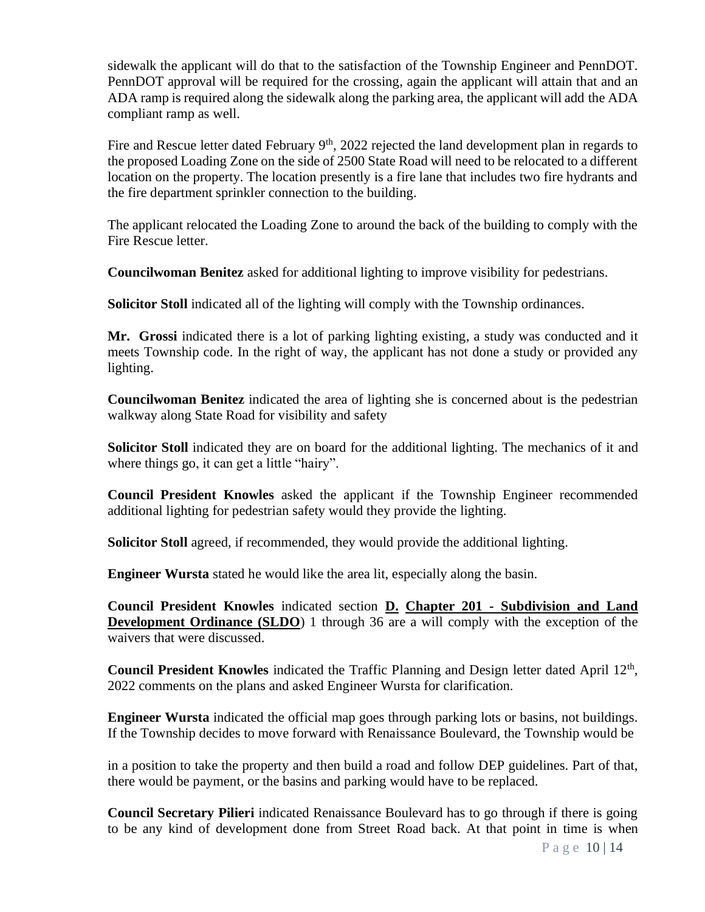sidewalk the applicant will do that to the satisfaction of the Township Engineer and PennDOT. PennDOT approval will be required for the crossing, again the applicant will attain that and an ADA ramp is required along the sidewalk along the parking area, the applicant will add the ADA compliant ramp as well.

Fire and Rescue letter dated February 9th, 2022 rejected the land development plan in regards to the proposed Loading Zone on the side of 2500 State Road will need to be relocated to a different location on the property. The location presently is a fire lane that includes two fire hydrants and the fire department sprinkler connection to the building.

The applicant relocated the Loading Zone to around the back of the building to comply with the Fire Rescue letter.

**Councilwoman Benitez** asked for additional lighting to improve visibility for pedestrians.

**Solicitor Stoll** indicated all of the lighting will comply with the Township ordinances.

**Mr. Grossi** indicated there is a lot of parking lighting existing, a study was conducted and it meets Township code. In the right of way, the applicant has not done a study or provided any lighting.

**Councilwoman Benitez** indicated the area of lighting she is concerned about is the pedestrian walkway along State Road for visibility and safety

**Solicitor Stoll** indicated they are on board for the additional lighting. The mechanics of it and where things go, it can get a little "hairy".

**Council President Knowles** asked the applicant if the Township Engineer recommended additional lighting for pedestrian safety would they provide the lighting.

**Solicitor Stoll** agreed, if recommended, they would provide the additional lighting.

**Engineer Wursta** stated he would like the area lit, especially along the basin.

**Council President Knowles** indicated section **D. Chapter 201 - Subdivision and Land Development Ordinance (SLDO**) 1 through 36 are a will comply with the exception of the waivers that were discussed.

**Council President Knowles** indicated the Traffic Planning and Design letter dated April 12th, 2022 comments on the plans and asked Engineer Wursta for clarification.

**Engineer Wursta** indicated the official map goes through parking lots or basins, not buildings. If the Township decides to move forward with Renaissance Boulevard, the Township would be

in a position to take the property and then build a road and follow DEP guidelines. Part of that, there would be payment, or the basins and parking would have to be replaced.

**Council Secretary Pilieri** indicated Renaissance Boulevard has to go through if there is going to be any kind of development done from Street Road back. At that point in time is when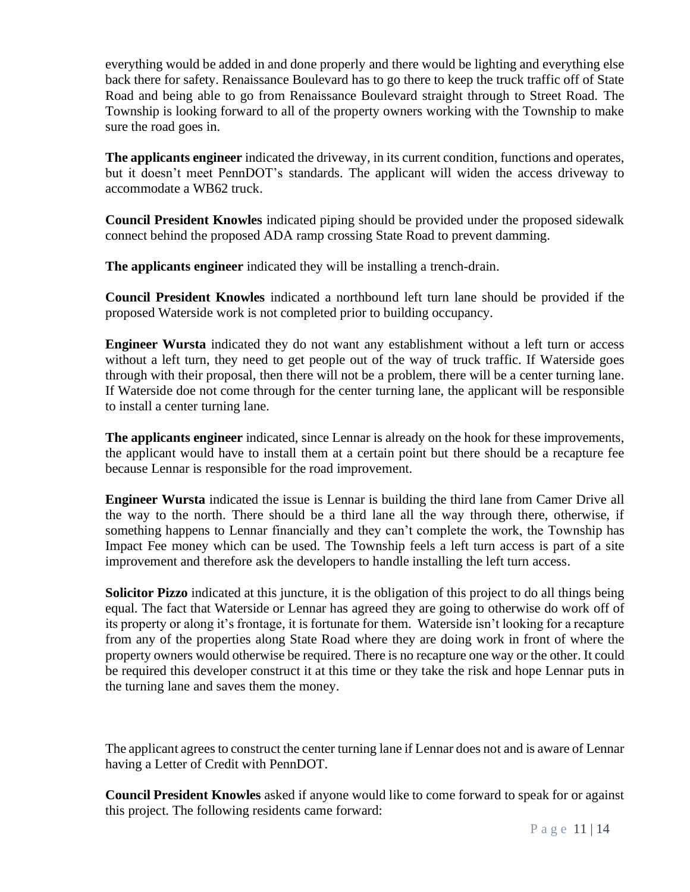everything would be added in and done properly and there would be lighting and everything else back there for safety. Renaissance Boulevard has to go there to keep the truck traffic off of State Road and being able to go from Renaissance Boulevard straight through to Street Road. The Township is looking forward to all of the property owners working with the Township to make sure the road goes in.

**The applicants engineer** indicated the driveway, in its current condition, functions and operates, but it doesn't meet PennDOT's standards. The applicant will widen the access driveway to accommodate a WB62 truck.

**Council President Knowles** indicated piping should be provided under the proposed sidewalk connect behind the proposed ADA ramp crossing State Road to prevent damming.

**The applicants engineer** indicated they will be installing a trench-drain.

**Council President Knowles** indicated a northbound left turn lane should be provided if the proposed Waterside work is not completed prior to building occupancy.

**Engineer Wursta** indicated they do not want any establishment without a left turn or access without a left turn, they need to get people out of the way of truck traffic. If Waterside goes through with their proposal, then there will not be a problem, there will be a center turning lane. If Waterside doe not come through for the center turning lane, the applicant will be responsible to install a center turning lane.

**The applicants engineer** indicated, since Lennar is already on the hook for these improvements, the applicant would have to install them at a certain point but there should be a recapture fee because Lennar is responsible for the road improvement.

**Engineer Wursta** indicated the issue is Lennar is building the third lane from Camer Drive all the way to the north. There should be a third lane all the way through there, otherwise, if something happens to Lennar financially and they can't complete the work, the Township has Impact Fee money which can be used. The Township feels a left turn access is part of a site improvement and therefore ask the developers to handle installing the left turn access.

**Solicitor Pizzo** indicated at this juncture, it is the obligation of this project to do all things being equal. The fact that Waterside or Lennar has agreed they are going to otherwise do work off of its property or along it's frontage, it is fortunate for them. Waterside isn't looking for a recapture from any of the properties along State Road where they are doing work in front of where the property owners would otherwise be required. There is no recapture one way or the other. It could be required this developer construct it at this time or they take the risk and hope Lennar puts in the turning lane and saves them the money.

The applicant agrees to construct the center turning lane if Lennar does not and is aware of Lennar having a Letter of Credit with PennDOT.

**Council President Knowles** asked if anyone would like to come forward to speak for or against this project. The following residents came forward: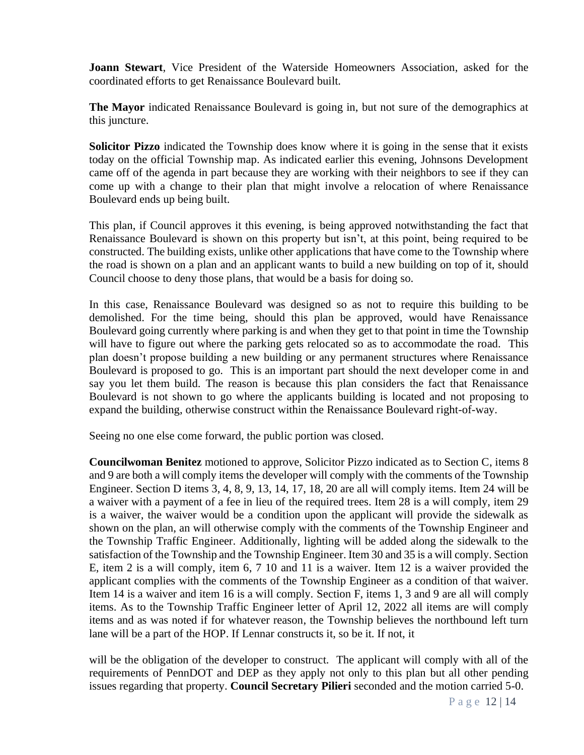**Joann Stewart**, Vice President of the Waterside Homeowners Association, asked for the coordinated efforts to get Renaissance Boulevard built.

**The Mayor** indicated Renaissance Boulevard is going in, but not sure of the demographics at this juncture.

**Solicitor Pizzo** indicated the Township does know where it is going in the sense that it exists today on the official Township map. As indicated earlier this evening, Johnsons Development came off of the agenda in part because they are working with their neighbors to see if they can come up with a change to their plan that might involve a relocation of where Renaissance Boulevard ends up being built.

This plan, if Council approves it this evening, is being approved notwithstanding the fact that Renaissance Boulevard is shown on this property but isn't, at this point, being required to be constructed. The building exists, unlike other applications that have come to the Township where the road is shown on a plan and an applicant wants to build a new building on top of it, should Council choose to deny those plans, that would be a basis for doing so.

In this case, Renaissance Boulevard was designed so as not to require this building to be demolished. For the time being, should this plan be approved, would have Renaissance Boulevard going currently where parking is and when they get to that point in time the Township will have to figure out where the parking gets relocated so as to accommodate the road. This plan doesn't propose building a new building or any permanent structures where Renaissance Boulevard is proposed to go. This is an important part should the next developer come in and say you let them build. The reason is because this plan considers the fact that Renaissance Boulevard is not shown to go where the applicants building is located and not proposing to expand the building, otherwise construct within the Renaissance Boulevard right-of-way.

Seeing no one else come forward, the public portion was closed.

**Councilwoman Benitez** motioned to approve, Solicitor Pizzo indicated as to Section C, items 8 and 9 are both a will comply items the developer will comply with the comments of the Township Engineer. Section D items 3, 4, 8, 9, 13, 14, 17, 18, 20 are all will comply items. Item 24 will be a waiver with a payment of a fee in lieu of the required trees. Item 28 is a will comply, item 29 is a waiver, the waiver would be a condition upon the applicant will provide the sidewalk as shown on the plan, an will otherwise comply with the comments of the Township Engineer and the Township Traffic Engineer. Additionally, lighting will be added along the sidewalk to the satisfaction of the Township and the Township Engineer. Item 30 and 35 is a will comply. Section E, item 2 is a will comply, item 6, 7 10 and 11 is a waiver. Item 12 is a waiver provided the applicant complies with the comments of the Township Engineer as a condition of that waiver. Item 14 is a waiver and item 16 is a will comply. Section F, items 1, 3 and 9 are all will comply items. As to the Township Traffic Engineer letter of April 12, 2022 all items are will comply items and as was noted if for whatever reason, the Township believes the northbound left turn lane will be a part of the HOP. If Lennar constructs it, so be it. If not, it will be the obligation of the developer to construct. The applicant will comply with all of the requirements of PennDOT and DEP as they apply not only to this plan but all other pending issues regarding that property. **Council Secretary Pilieri** seconded and the motion carried 5-0.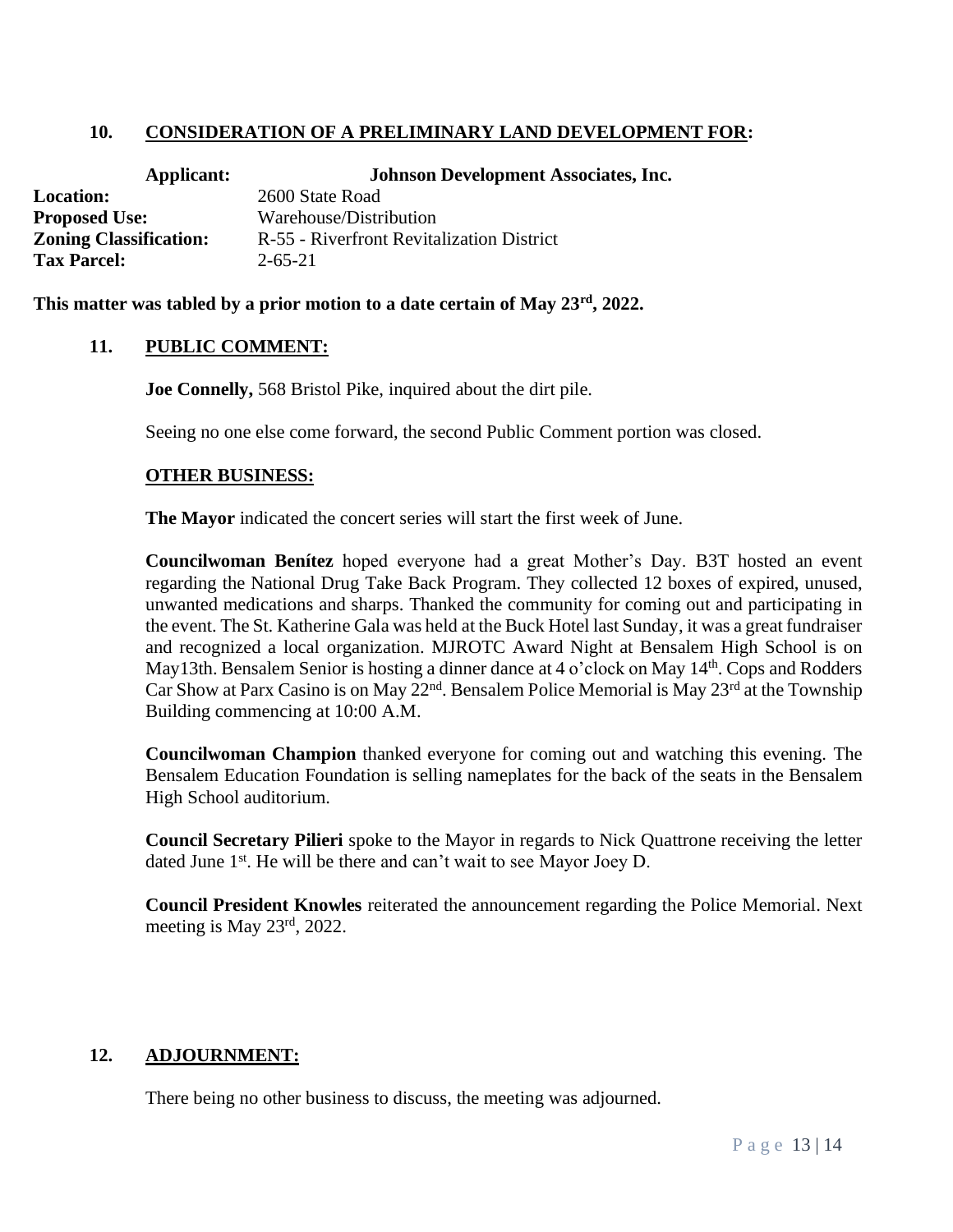## 10. CONSIDERATION OF A PRELIMINARY LAND DEVELOPMENT FOR:

**Applicant:** **Johnson Development Associates, Inc.**
**Location:** 2600 State Road
**Proposed Use:** Warehouse/Distribution
**Zoning Classification:** R-55 - Riverfront Revitalization District
**Tax Parcel:** 2-65-21

**This matter was tabled by a prior motion to a date certain of May 23rd, 2022.**

## 11. PUBLIC COMMENT:

**Joe Connelly,** 568 Bristol Pike, inquired about the dirt pile.

Seeing no one else come forward, the second Public Comment portion was closed.

### OTHER BUSINESS:

**The Mayor** indicated the concert series will start the first week of June.

**Councilwoman Benítez** hoped everyone had a great Mother's Day. B3T hosted an event regarding the National Drug Take Back Program. They collected 12 boxes of expired, unused, unwanted medications and sharps. Thanked the community for coming out and participating in the event. The St. Katherine Gala was held at the Buck Hotel last Sunday, it was a great fundraiser and recognized a local organization. MJROTC Award Night at Bensalem High School is on May13th. Bensalem Senior is hosting a dinner dance at 4 o'clock on May 14th. Cops and Rodders Car Show at Parx Casino is on May 22nd. Bensalem Police Memorial is May 23rd at the Township Building commencing at 10:00 A.M.

**Councilwoman Champion** thanked everyone for coming out and watching this evening. The Bensalem Education Foundation is selling nameplates for the back of the seats in the Bensalem High School auditorium.

**Council Secretary Pilieri** spoke to the Mayor in regards to Nick Quattrone receiving the letter dated June 1st. He will be there and can't wait to see Mayor Joey D.

**Council President Knowles** reiterated the announcement regarding the Police Memorial. Next meeting is May 23rd, 2022.

## 12. ADJOURNMENT:

There being no other business to discuss, the meeting was adjourned.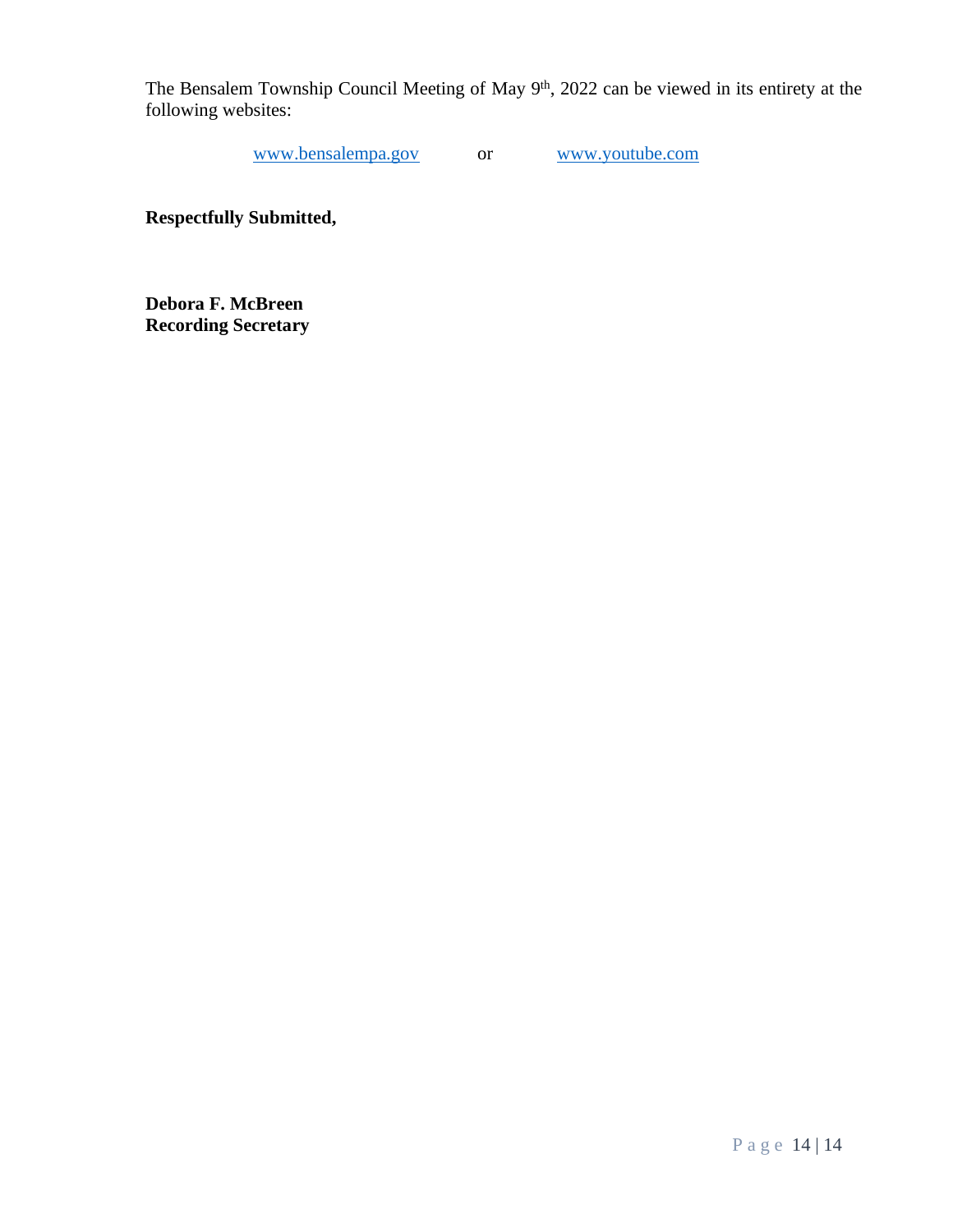The Bensalem Township Council Meeting of May 9th, 2022 can be viewed in its entirety at the following websites:

www.bensalempa.gov or www.youtube.com

**Respectfully Submitted,**

**Debora F. McBreen**
**Recording Secretary**